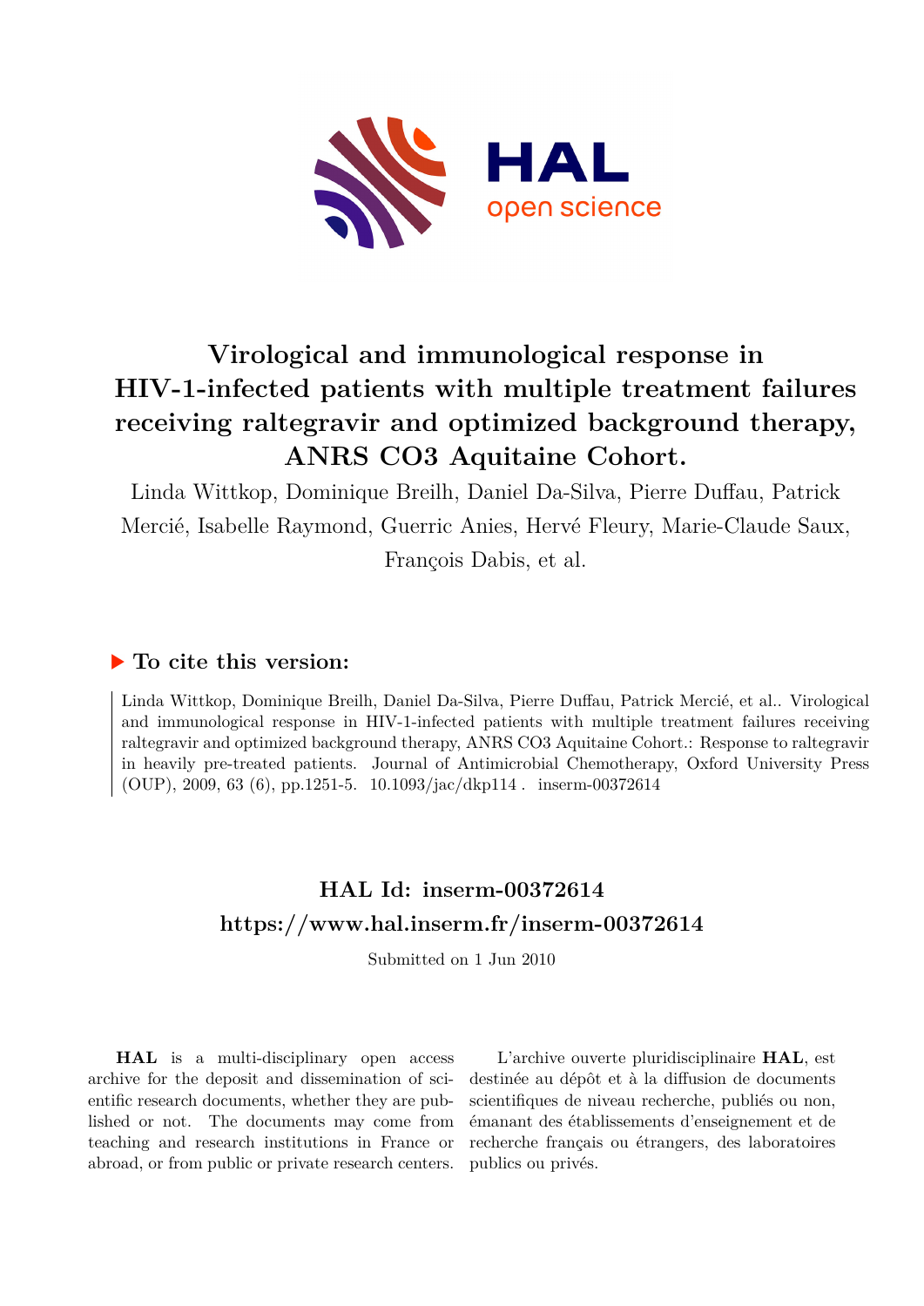# Virological and immunological response in HIV-1-infected patients with multiple treatment failures receiving raltegravir and optimized background therapy, ANRS CO3 Aquitaine Cohort.

Linda Wittkop, Dominique Breilh, Daniel Da-Silva, Pierre Duffau, Patrick Mercié, Isabelle Raymond, Guerric Anies, Hervé Fleury, Marie-Claude Saux, François Dabis, et al.

## ▶ To cite this version:

Linda Wittkop, Dominique Breilh, Daniel Da-Silva, Pierre Duffau, Patrick Mercié, et al.. Virological and immunological response in HIV-1-infected patients with multiple treatment failures receiving raltegravir and optimized background therapy, ANRS CO3 Aquitaine Cohort.: Response to raltegravir in heavily pre-treated patients. Journal of Antimicrobial Chemotherapy, Oxford University Press (OUP), 2009, 63 (6), pp.1251-5. 10.1093/jac/dkp114 . inserm-00372614

## HAL Id: inserm-00372614
## https://www.hal.inserm.fr/inserm-00372614

Submitted on 1 Jun 2010

**HAL** is a multi-disciplinary open access archive for the deposit and dissemination of scientific research documents, whether they are published or not. The documents may come from teaching and research institutions in France or abroad, or from public or private research centers.

L'archive ouverte pluridisciplinaire **HAL**, est destinée au dépôt et à la diffusion de documents scientifiques de niveau recherche, publiés ou non, émanant des établissements d'enseignement et de recherche français ou étrangers, des laboratoires publics ou privés.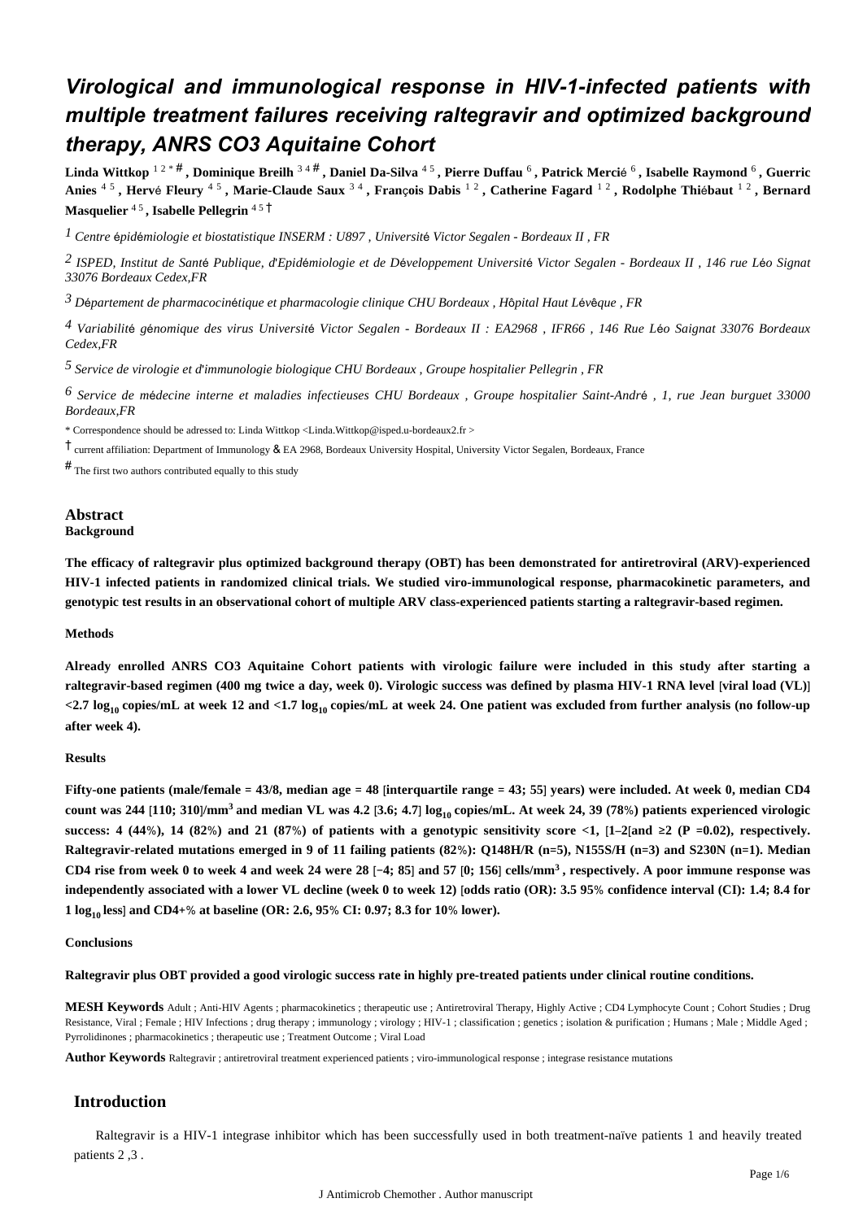# Virological and immunological response in HIV-1-infected patients with multiple treatment failures receiving raltegravir and optimized background therapy, ANRS CO3 Aquitaine Cohort

**Linda Wittkop** [1 2 * #] **, Dominique Breilh** [3 4 #] **, Daniel Da-Silva** [4 5] **, Pierre Duffau** [6] **, Patrick Mercié** [6] **, Isabelle Raymond** [6] **, Guerric Anies** [4 5] **, Hervé Fleury** [4 5] **, Marie-Claude Saux** [3 4] **, François Dabis** [1 2] **, Catherine Fagard** [1 2] **, Rodolphe Thiébaut** [1 2] **, Bernard Masquelier** [4 5] **, Isabelle Pellegrin** [4 5 †]

[1] *Centre épidémiologie et biostatistique INSERM : U897 , Université Victor Segalen - Bordeaux II , FR*

[2] *ISPED, Institut de Santé Publique, d'Epidémiologie et de Développement Université Victor Segalen - Bordeaux II , 146 rue Léo Signat 33076 Bordeaux Cedex,FR*

[3] *Département de pharmacocinétique et pharmacologie clinique CHU Bordeaux , Hôpital Haut Lévêque , FR*

[4] *Variabilité génomique des virus Université Victor Segalen - Bordeaux II : EA2968 , IFR66 , 146 Rue Léo Saignat 33076 Bordeaux Cedex,FR*

[5] *Service de virologie et d'immunologie biologique CHU Bordeaux , Groupe hospitalier Pellegrin , FR*

[6] *Service de médecine interne et maladies infectieuses CHU Bordeaux , Groupe hospitalier Saint-André , 1, rue Jean burguet 33000 Bordeaux,FR*

\* Correspondence should be adressed to: Linda Wittkop <Linda.Wittkop@isped.u-bordeaux2.fr >

† current affiliation: Department of Immunology & EA 2968, Bordeaux University Hospital, University Victor Segalen, Bordeaux, France

# The first two authors contributed equally to this study

## Abstract

### Background

**The efficacy of raltegravir plus optimized background therapy (OBT) has been demonstrated for antiretroviral (ARV)-experienced HIV-1 infected patients in randomized clinical trials. We studied viro-immunological response, pharmacokinetic parameters, and genotypic test results in an observational cohort of multiple ARV class-experienced patients starting a raltegravir-based regimen.**

### Methods

**Already enrolled ANRS CO3 Aquitaine Cohort patients with virologic failure were included in this study after starting a raltegravir-based regimen (400 mg twice a day, week 0). Virologic success was defined by plasma HIV-1 RNA level [viral load (VL)] <2.7 $\log_{10}$ copies/mL at week 12 and <1.7 $\log_{10}$ copies/mL at week 24. One patient was excluded from further analysis (no follow-up after week 4).**

### Results

**Fifty-one patients (male/female = 43/8, median age = 48 [interquartile range = 43; 55] years) were included. At week 0, median CD4 count was 244 [110; 310]/mm$^3$ and median VL was 4.2 [3.6; 4.7] $\log_{10}$ copies/mL. At week 24, 39 (78%) patients experienced virologic success: 4 (44%), 14 (82%) and 21 (87%) of patients with a genotypic sensitivity score <1, [1–2[and ≥2 (P =0.02), respectively. Raltegravir-related mutations emerged in 9 of 11 failing patients (82%): Q148H/R (n=5), N155S/H (n=3) and S230N (n=1). Median CD4 rise from week 0 to week 4 and week 24 were 28 [−4; 85] and 57 [0; 156] cells/mm$^3$ , respectively. A poor immune response was independently associated with a lower VL decline (week 0 to week 12) [odds ratio (OR): 3.5 95% confidence interval (CI): 1.4; 8.4 for 1 $\log_{10}$ less] and CD4+% at baseline (OR: 2.6, 95% CI: 0.97; 8.3 for 10% lower).**

### Conclusions

**Raltegravir plus OBT provided a good virologic success rate in highly pre-treated patients under clinical routine conditions.**

**MESH Keywords** Adult ; Anti-HIV Agents ; pharmacokinetics ; therapeutic use ; Antiretroviral Therapy, Highly Active ; CD4 Lymphocyte Count ; Cohort Studies ; Drug Resistance, Viral ; Female ; HIV Infections ; drug therapy ; immunology ; virology ; HIV-1 ; classification ; genetics ; isolation & purification ; Humans ; Male ; Middle Aged ; Pyrrolidinones ; pharmacokinetics ; therapeutic use ; Treatment Outcome ; Viral Load

**Author Keywords** Raltegravir ; antiretroviral treatment experienced patients ; viro-immunological response ; integrase resistance mutations

## Introduction

Raltegravir is a HIV-1 integrase inhibitor which has been successfully used in both treatment-naïve patients 1 and heavily treated patients 2 ,3 .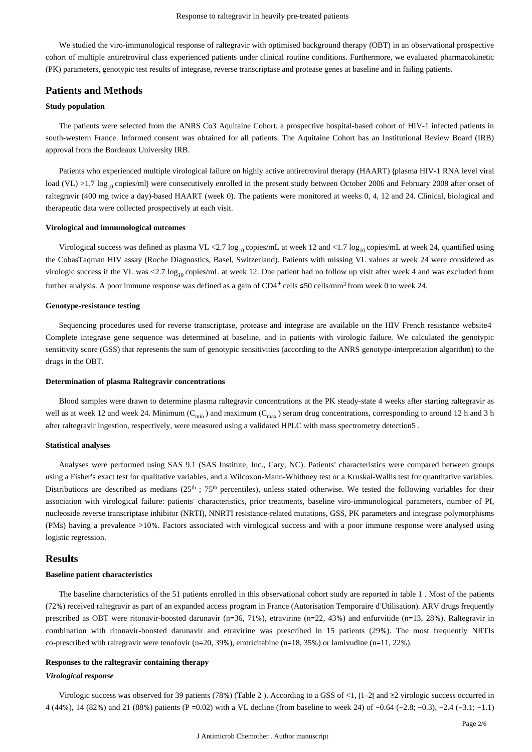We studied the viro-immunological response of raltegravir with optimised background therapy (OBT) in an observational prospective cohort of multiple antiretroviral class experienced patients under clinical routine conditions. Furthermore, we evaluated pharmacokinetic (PK) parameters, genotypic test results of integrase, reverse transcriptase and protease genes at baseline and in failing patients.

## Patients and Methods

### Study population

The patients were selected from the ANRS Co3 Aquitaine Cohort, a prospective hospital-based cohort of HIV-1 infected patients in south-western France. Informed consent was obtained for all patients. The Aquitaine Cohort has an Institutional Review Board (IRB) approval from the Bordeaux University IRB.

Patients who experienced multiple virological failure on highly active antiretroviral therapy (HAART) {plasma HIV-1 RNA level viral load (VL) >1.7 $\log_{10}$ copies/ml} were consecutively enrolled in the present study between October 2006 and February 2008 after onset of raltegravir (400 mg twice a day)-based HAART (week 0). The patients were monitored at weeks 0, 4, 12 and 24. Clinical, biological and therapeutic data were collected prospectively at each visit.

### Virological and immunological outcomes

Virological success was defined as plasma VL <2.7 $\log_{10}$ copies/mL at week 12 and <1.7 $\log_{10}$ copies/mL at week 24, quantified using the CobasTaqman HIV assay (Roche Diagnostics, Basel, Switzerland). Patients with missing VL values at week 24 were considered as virologic success if the VL was <2.7 $\log_{10}$ copies/mL at week 12. One patient had no follow up visit after week 4 and was excluded from further analysis. A poor immune response was defined as a gain of $CD4^{+}$ cells ≤50 cells/$mm^3$ from week 0 to week 24.

### Genotype-resistance testing

Sequencing procedures used for reverse transcriptase, protease and integrase are available on the HIV French resistance website4 Complete integrase gene sequence was determined at baseline, and in patients with virologic failure. We calculated the genotypic sensitivity score (GSS) that represents the sum of genotypic sensitivities (according to the ANRS genotype-interpretation algorithm) to the drugs in the OBT.

### Determination of plasma Raltegravir concentrations

Blood samples were drawn to determine plasma raltegravir concentrations at the PK steady-state 4 weeks after starting raltegravir as well as at week 12 and week 24. Minimum ($C_{min}$) and maximum ($C_{max}$) serum drug concentrations, corresponding to around 12 h and 3 h after raltegravir ingestion, respectively, were measured using a validated HPLC with mass spectrometry detection5 .

### Statistical analyses

Analyses were performed using SAS 9.1 (SAS Institute, Inc., Cary, NC). Patients' characteristics were compared between groups using a Fisher's exact test for qualitative variables, and a Wilcoxon-Mann-Whithney test or a Kruskal-Wallis test for quantitative variables. Distributions are described as medians ($25^{th}$ ; $75^{th}$ percentiles), unless stated otherwise. We tested the following variables for their association with virological failure: patients' characteristics, prior treatments, baseline viro-immunological parameters, number of PI, nucleoside reverse transcriptase inhibitor (NRTI), NNRTI resistance-related mutations, GSS, PK parameters and integrase polymorphisms (PMs) having a prevalence >10%. Factors associated with virological success and with a poor immune response were analysed using logistic regression.

## Results

### Baseline patient characteristics

The baseline characteristics of the 51 patients enrolled in this observational cohort study are reported in table 1 . Most of the patients (72%) received raltegravir as part of an expanded access program in France (Autorisation Temporaire d'Utilisation). ARV drugs frequently prescribed as OBT were ritonavir-boosted darunavir (n=36, 71%), etravirine (n=22, 43%) and enfurvitide (n=13, 28%). Raltegravir in combination with ritonavir-boosted darunavir and etravirine was prescribed in 15 patients (29%). The most frequently NRTIs co-prescribed with raltegravir were tenofovir (n=20, 39%), emtricitabine (n=18, 35%) or lamivudine (n=11, 22%).

### Responses to the raltegravir containing therapy

#### *Virological response*

Virologic success was observed for 39 patients (78%) (Table 2 ). According to a GSS of <1, [1–2[ and ≥2 virologic success occurred in 4 (44%), 14 (82%) and 21 (88%) patients (P =0.02) with a VL decline (from baseline to week 24) of −0.64 (−2.8; −0.3), −2.4 (−3.1; −1.1)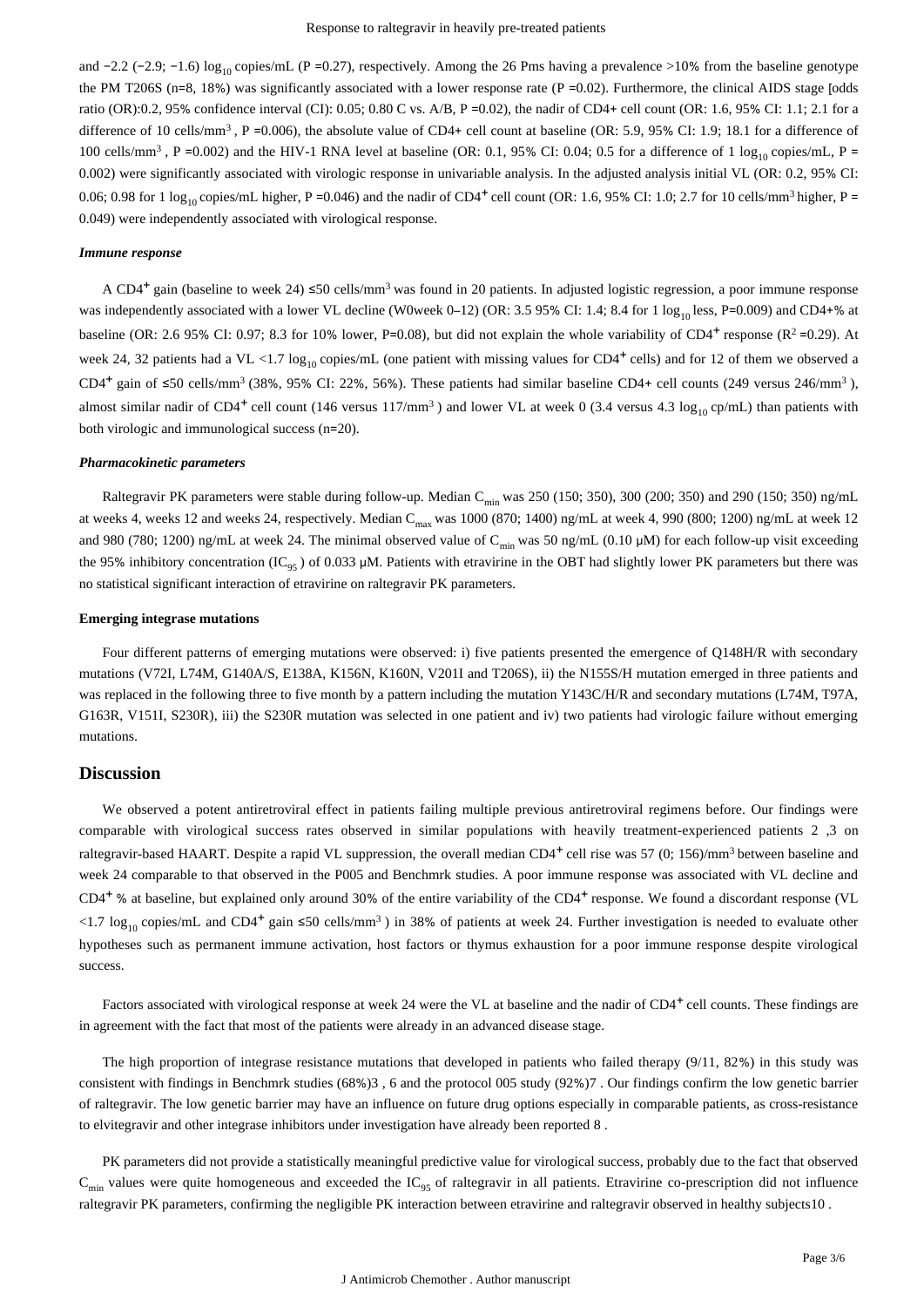and −2.2 (−2.9; −1.6) $\log_{10}$ copies/mL (P =0.27), respectively. Among the 26 Pms having a prevalence >10% from the baseline genotype the PM T206S (n=8, 18%) was significantly associated with a lower response rate (P =0.02). Furthermore, the clinical AIDS stage [odds ratio (OR):0.2, 95% confidence interval (CI): 0.05; 0.80 C vs. A/B, P =0.02), the nadir of CD4+ cell count (OR: 1.6, 95% CI: 1.1; 2.1 for a difference of 10 cells/mm$^3$ , P =0.006), the absolute value of CD4+ cell count at baseline (OR: 5.9, 95% CI: 1.9; 18.1 for a difference of 100 cells/mm$^3$ , P =0.002) and the HIV-1 RNA level at baseline (OR: 0.1, 95% CI: 0.04; 0.5 for a difference of 1 $\log_{10}$ copies/mL, P = 0.002) were significantly associated with virologic response in univariable analysis. In the adjusted analysis initial VL (OR: 0.2, 95% CI: 0.06; 0.98 for 1 $\log_{10}$ copies/mL higher, P =0.046) and the nadir of CD4$^+$ cell count (OR: 1.6, 95% CI: 1.0; 2.7 for 10 cells/mm$^3$ higher, P = 0.049) were independently associated with virological response.

### *Immune response*

A CD4$^+$ gain (baseline to week 24) ≤50 cells/mm$^3$ was found in 20 patients. In adjusted logistic regression, a poor immune response was independently associated with a lower VL decline (W0week 0–12) (OR: 3.5 95% CI: 1.4; 8.4 for 1 $\log_{10}$ less, P=0.009) and CD4+% at baseline (OR: 2.6 95% CI: 0.97; 8.3 for 10% lower, P=0.08), but did not explain the whole variability of CD4$^+$ response ($R^2$ =0.29). At week 24, 32 patients had a VL <1.7 $\log_{10}$ copies/mL (one patient with missing values for CD4$^+$ cells) and for 12 of them we observed a CD4$^+$ gain of ≤50 cells/mm$^3$ (38%, 95% CI: 22%, 56%). These patients had similar baseline CD4+ cell counts (249 versus 246/mm$^3$ ), almost similar nadir of CD4$^+$ cell count (146 versus 117/mm$^3$ ) and lower VL at week 0 (3.4 versus 4.3 $\log_{10}$ cp/mL) than patients with both virologic and immunological success (n=20).

### *Pharmacokinetic parameters*

Raltegravir PK parameters were stable during follow-up. Median $C_{min}$ was 250 (150; 350), 300 (200; 350) and 290 (150; 350) ng/mL at weeks 4, weeks 12 and weeks 24, respectively. Median $C_{max}$ was 1000 (870; 1400) ng/mL at week 4, 990 (800; 1200) ng/mL at week 12 and 980 (780; 1200) ng/mL at week 24. The minimal observed value of $C_{min}$ was 50 ng/mL (0.10 μM) for each follow-up visit exceeding the 95% inhibitory concentration ($IC_{95}$ ) of 0.033 μM. Patients with etravirine in the OBT had slightly lower PK parameters but there was no statistical significant interaction of etravirine on raltegravir PK parameters.

### **Emerging integrase mutations**

Four different patterns of emerging mutations were observed: i) five patients presented the emergence of Q148H/R with secondary mutations (V72I, L74M, G140A/S, E138A, K156N, K160N, V201I and T206S), ii) the N155S/H mutation emerged in three patients and was replaced in the following three to five month by a pattern including the mutation Y143C/H/R and secondary mutations (L74M, T97A, G163R, V151I, S230R), iii) the S230R mutation was selected in one patient and iv) two patients had virologic failure without emerging mutations.

## Discussion

We observed a potent antiretroviral effect in patients failing multiple previous antiretroviral regimens before. Our findings were comparable with virological success rates observed in similar populations with heavily treatment-experienced patients 2 ,3 on raltegravir-based HAART. Despite a rapid VL suppression, the overall median CD4$^+$ cell rise was 57 (0; 156)/mm$^3$ between baseline and week 24 comparable to that observed in the P005 and Benchmrk studies. A poor immune response was associated with VL decline and CD4$^+$ % at baseline, but explained only around 30% of the entire variability of the CD4$^+$ response. We found a discordant response (VL <1.7 $\log_{10}$ copies/mL and CD4$^+$ gain ≤50 cells/mm$^3$ ) in 38% of patients at week 24. Further investigation is needed to evaluate other hypotheses such as permanent immune activation, host factors or thymus exhaustion for a poor immune response despite virological success.

Factors associated with virological response at week 24 were the VL at baseline and the nadir of CD4$^+$ cell counts. These findings are in agreement with the fact that most of the patients were already in an advanced disease stage.

The high proportion of integrase resistance mutations that developed in patients who failed therapy (9/11, 82%) in this study was consistent with findings in Benchmrk studies (68%)3 , 6 and the protocol 005 study (92%)7 . Our findings confirm the low genetic barrier of raltegravir. The low genetic barrier may have an influence on future drug options especially in comparable patients, as cross-resistance to elvitegravir and other integrase inhibitors under investigation have already been reported 8 .

PK parameters did not provide a statistically meaningful predictive value for virological success, probably due to the fact that observed $C_{min}$ values were quite homogeneous and exceeded the $IC_{95}$ of raltegravir in all patients. Etravirine co-prescription did not influence raltegravir PK parameters, confirming the negligible PK interaction between etravirine and raltegravir observed in healthy subjects10 .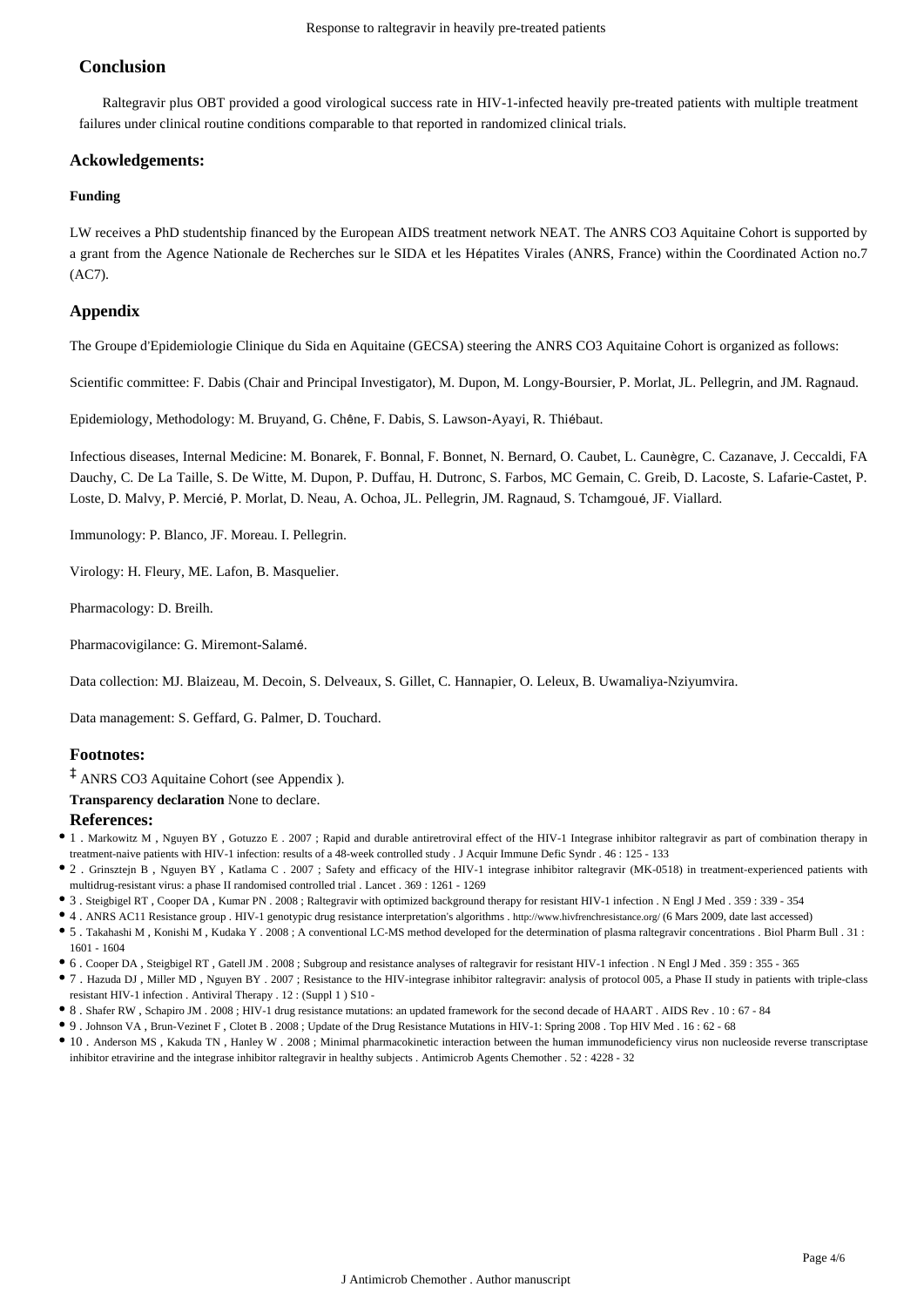## Conclusion

Raltegravir plus OBT provided a good virological success rate in HIV-1-infected heavily pre-treated patients with multiple treatment failures under clinical routine conditions comparable to that reported in randomized clinical trials.

## Ackowledgements:

### Funding

LW receives a PhD studentship financed by the European AIDS treatment network NEAT. The ANRS CO3 Aquitaine Cohort is supported by a grant from the Agence Nationale de Recherches sur le SIDA et les Hépatites Virales (ANRS, France) within the Coordinated Action no.7 (AC7).

## Appendix

The Groupe d'Epidemiologie Clinique du Sida en Aquitaine (GECSA) steering the ANRS CO3 Aquitaine Cohort is organized as follows:

Scientific committee: F. Dabis (Chair and Principal Investigator), M. Dupon, M. Longy-Boursier, P. Morlat, JL. Pellegrin, and JM. Ragnaud.

Epidemiology, Methodology: M. Bruyand, G. Chêne, F. Dabis, S. Lawson-Ayayi, R. Thiébaut.

Infectious diseases, Internal Medicine: M. Bonarek, F. Bonnal, F. Bonnet, N. Bernard, O. Caubet, L. Caunègre, C. Cazanave, J. Ceccaldi, FA Dauchy, C. De La Taille, S. De Witte, M. Dupon, P. Duffau, H. Dutronc, S. Farbos, MC Gemain, C. Greib, D. Lacoste, S. Lafarie-Castet, P. Loste, D. Malvy, P. Mercié, P. Morlat, D. Neau, A. Ochoa, JL. Pellegrin, JM. Ragnaud, S. Tchamgoué, JF. Viallard.

Immunology: P. Blanco, JF. Moreau. I. Pellegrin.

Virology: H. Fleury, ME. Lafon, B. Masquelier.

Pharmacology: D. Breilh.

Pharmacovigilance: G. Miremont-Salamé.

Data collection: MJ. Blaizeau, M. Decoin, S. Delveaux, S. Gillet, C. Hannapier, O. Leleux, B. Uwamaliya-Nziyumvira.

Data management: S. Geffard, G. Palmer, D. Touchard.

## Footnotes:

‡ ANRS CO3 Aquitaine Cohort (see Appendix ).

**Transparency declaration** None to declare.

## References:

- 1 . Markowitz M , Nguyen BY , Gotuzzo E . 2007 ; Rapid and durable antiretroviral effect of the HIV-1 Integrase inhibitor raltegravir as part of combination therapy in treatment-naive patients with HIV-1 infection: results of a 48-week controlled study . J Acquir Immune Defic Syndr . 46 : 125 - 133
- 2 . Grinsztejn B , Nguyen BY , Katlama C . 2007 ; Safety and efficacy of the HIV-1 integrase inhibitor raltegravir (MK-0518) in treatment-experienced patients with multidrug-resistant virus: a phase II randomised controlled trial . Lancet . 369 : 1261 - 1269
- 3 . Steigbigel RT , Cooper DA , Kumar PN . 2008 ; Raltegravir with optimized background therapy for resistant HIV-1 infection . N Engl J Med . 359 : 339 - 354
- 4 . ANRS AC11 Resistance group . HIV-1 genotypic drug resistance interpretation's algorithms . http://www.hivfrenchresistance.org/ (6 Mars 2009, date last accessed)
- 5 . Takahashi M , Konishi M , Kudaka Y . 2008 ; A conventional LC-MS method developed for the determination of plasma raltegravir concentrations . Biol Pharm Bull . 31 : 1601 - 1604
- 6 . Cooper DA , Steigbigel RT , Gatell JM . 2008 ; Subgroup and resistance analyses of raltegravir for resistant HIV-1 infection . N Engl J Med . 359 : 355 - 365
- 7 . Hazuda DJ , Miller MD , Nguyen BY . 2007 ; Resistance to the HIV-integrase inhibitor raltegravir: analysis of protocol 005, a Phase II study in patients with triple-class resistant HIV-1 infection . Antiviral Therapy . 12 : (Suppl 1 ) S10 -
- 8 . Shafer RW , Schapiro JM . 2008 ; HIV-1 drug resistance mutations: an updated framework for the second decade of HAART . AIDS Rev . 10 : 67 - 84
- 9 . Johnson VA , Brun-Vezinet F , Clotet B . 2008 ; Update of the Drug Resistance Mutations in HIV-1: Spring 2008 . Top HIV Med . 16 : 62 - 68
- 10 . Anderson MS , Kakuda TN , Hanley W . 2008 ; Minimal pharmacokinetic interaction between the human immunodeficiency virus non nucleoside reverse transcriptase inhibitor etravirine and the integrase inhibitor raltegravir in healthy subjects . Antimicrob Agents Chemother . 52 : 4228 - 32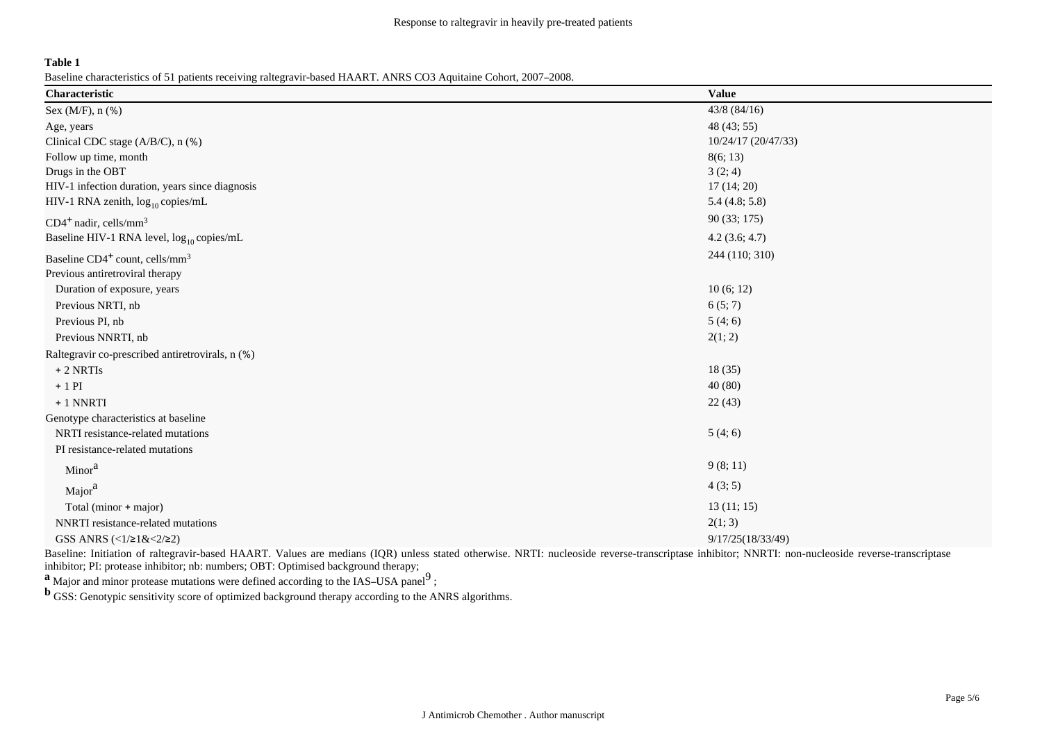**Table 1**

Baseline characteristics of 51 patients receiving raltegravir-based HAART. ANRS CO3 Aquitaine Cohort, 2007–2008.

| Characteristic | Value |
|---|---|
| Sex (M/F), n (%) | 43/8 (84/16) |
| Age, years | 48 (43; 55) |
| Clinical CDC stage (A/B/C), n (%) | 10/24/17 (20/47/33) |
| Follow up time, month | 8(6; 13) |
| Drugs in the OBT | 3 (2; 4) |
| HIV-1 infection duration, years since diagnosis | 17 (14; 20) |
| HIV-1 RNA zenith, $\log_{10}$ copies/mL | 5.4 (4.8; 5.8) |
| $CD4^{+}$ nadir, cells/mm$^3$ | 90 (33; 175) |
| Baseline HIV-1 RNA level, $\log_{10}$ copies/mL | 4.2 (3.6; 4.7) |
| Baseline $CD4^{+}$ count, cells/mm$^3$ | 244 (110; 310) |
| Previous antiretroviral therapy | |
| Duration of exposure, years | 10 (6; 12) |
| Previous NRTI, nb | 6 (5; 7) |
| Previous PI, nb | 5 (4; 6) |
| Previous NNRTI, nb | 2(1; 2) |
| Raltegravir co-prescribed antiretrovirals, n (%) | |
| + 2 NRTIs | 18 (35) |
| + 1 PI | 40 (80) |
| + 1 NNRTI | 22 (43) |
| Genotype characteristics at baseline | |
| NRTI resistance-related mutations | 5 (4; 6) |
| PI resistance-related mutations | |
| Minor[a] | 9 (8; 11) |
| Major[a] | 4 (3; 5) |
| Total (minor + major) | 13 (11; 15) |
| NNRTI resistance-related mutations | 2(1; 3) |
| GSS ANRS (<1/≥1&<2/≥2) | 9/17/25(18/33/49) |

Baseline: Initiation of raltegravir-based HAART. Values are medians (IQR) unless stated otherwise. NRTI: nucleoside reverse-transcriptase inhibitor; NNRTI: non-nucleoside reverse-transcriptase inhibitor; PI: protease inhibitor; nb: numbers; OBT: Optimised background therapy;

[a] Major and minor protease mutations were defined according to the IAS–USA panel[9] ;

[b] GSS: Genotypic sensitivity score of optimized background therapy according to the ANRS algorithms.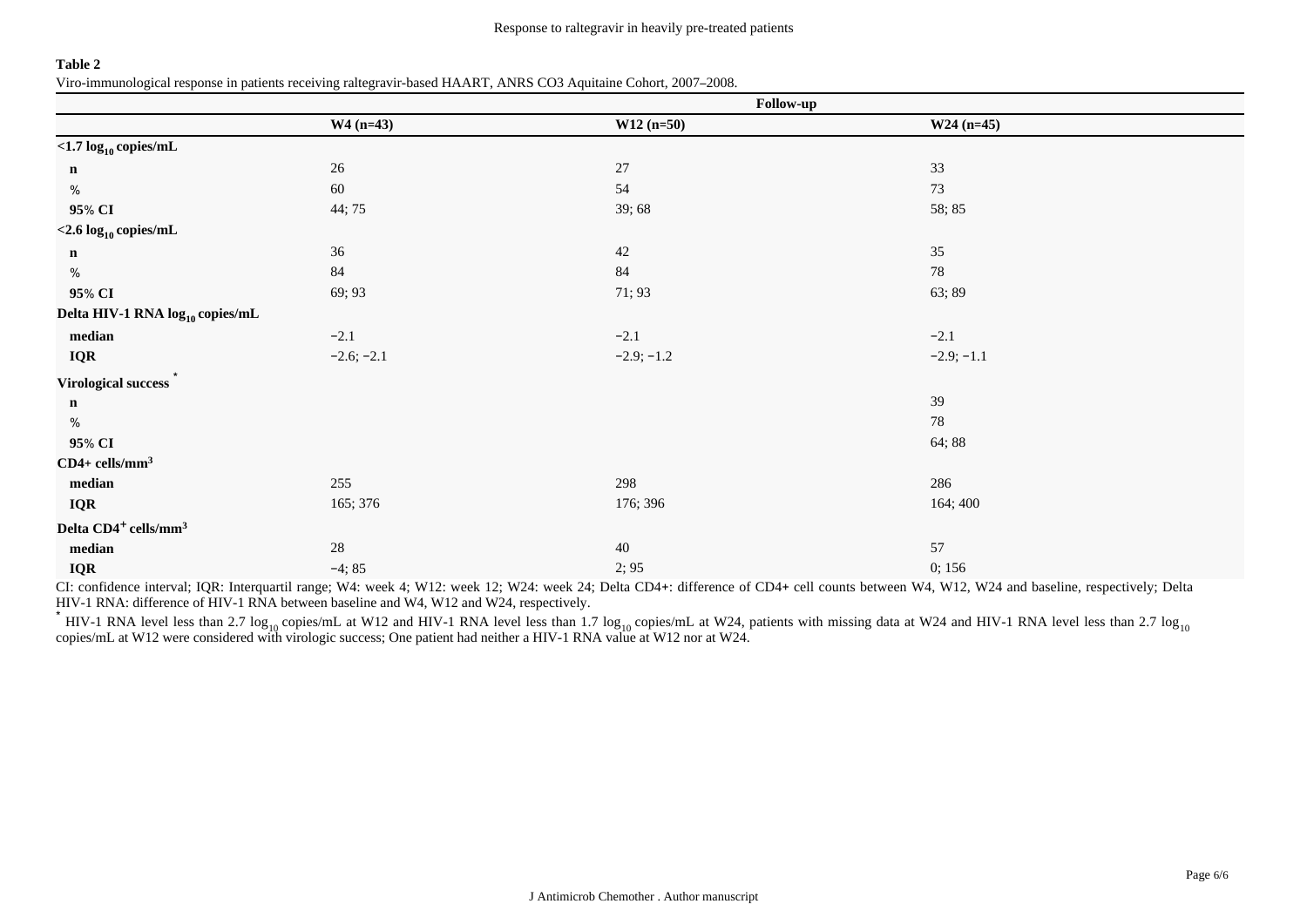**Table 2**

Viro-immunological response in patients receiving raltegravir-based HAART, ANRS CO3 Aquitaine Cohort, 2007–2008.

| | Follow-up | | |
|---|---|---|---|
| | **W4 (n=43)** | **W12 (n=50)** | **W24 (n=45)** |
| **<1.7 $log_{10}$ copies/mL** | | | |
| **n** | 26 | 27 | 33 |
| % | 60 | 54 | 73 |
| **95% CI** | 44; 75 | 39; 68 | 58; 85 |
| **<2.6 $log_{10}$ copies/mL** | | | |
| **n** | 36 | 42 | 35 |
| % | 84 | 84 | 78 |
| **95% CI** | 69; 93 | 71; 93 | 63; 89 |
| **Delta HIV-1 RNA $log_{10}$ copies/mL** | | | |
| **median** | −2.1 | −2.1 | −2.1 |
| **IQR** | −2.6; −2.1 | −2.9; −1.2 | −2.9; −1.1 |
| **Virological success** * | | | |
| **n** | | | 39 |
| % | | | 78 |
| **95% CI** | | | 64; 88 |
| **CD4+ cells/$mm^3$** | | | |
| **median** | 255 | 298 | 286 |
| **IQR** | 165; 376 | 176; 396 | 164; 400 |
| **Delta $CD4^+$ cells/$mm^3$** | | | |
| **median** | 28 | 40 | 57 |
| **IQR** | −4; 85 | 2; 95 | 0; 156 |

CI: confidence interval; IQR: Interquartil range; W4: week 4; W12: week 12; W24: week 24; Delta CD4+: difference of CD4+ cell counts between W4, W12, W24 and baseline, respectively; Delta HIV-1 RNA: difference of HIV-1 RNA between baseline and W4, W12 and W24, respectively.

* HIV-1 RNA level less than 2.7 $log_{10}$ copies/mL at W12 and HIV-1 RNA level less than 1.7 $log_{10}$ copies/mL at W24, patients with missing data at W24 and HIV-1 RNA level less than 2.7 $log_{10}$ copies/mL at W12 were considered with virologic success; One patient had neither a HIV-1 RNA value at W12 nor at W24.